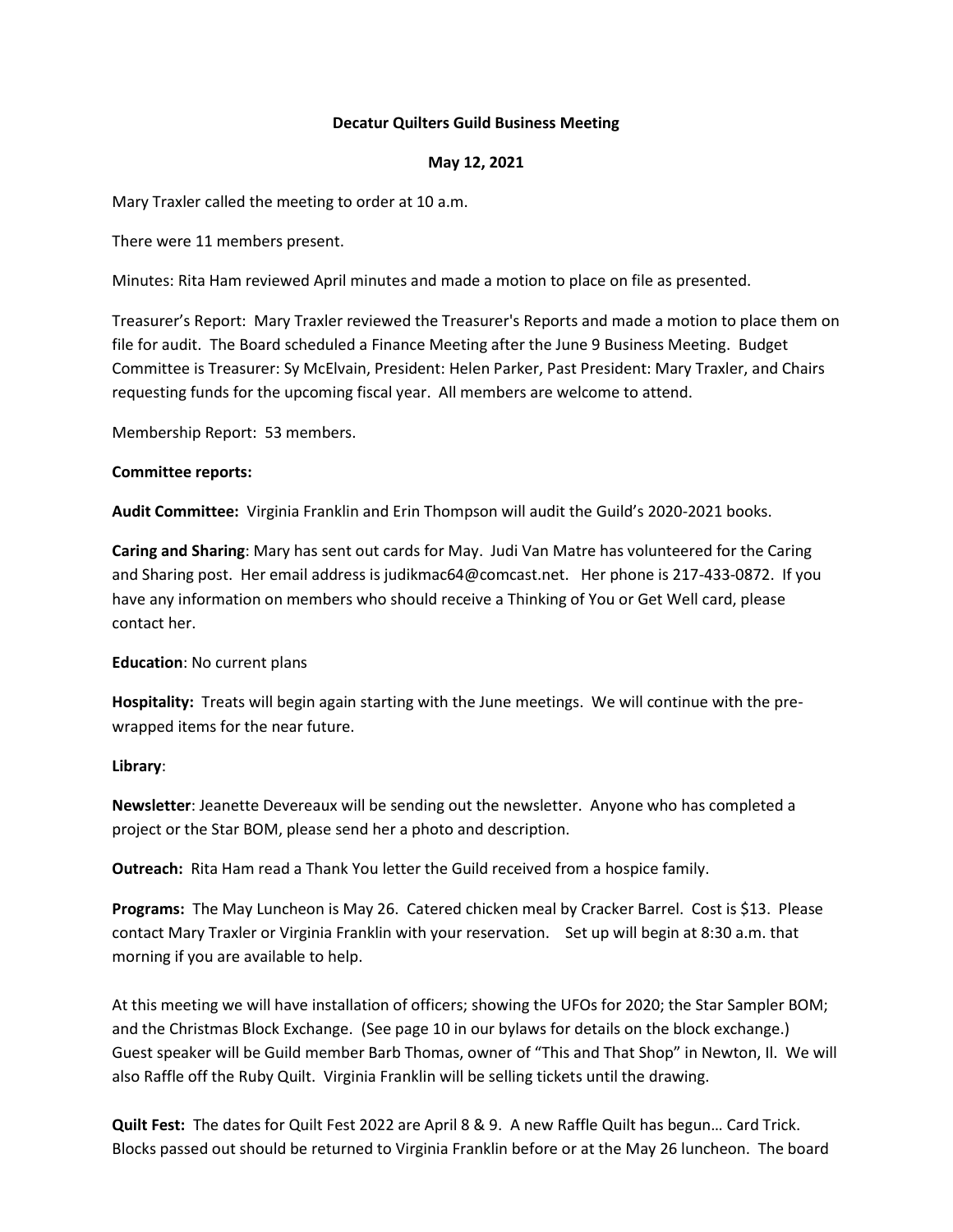**Decatur Quilters Guild Business Meeting**

**May 12, 2021**

Mary Traxler called the meeting to order at 10 a.m.

There were 11 members present.

Minutes: Rita Ham reviewed April minutes and made a motion to place on file as presented.

Treasurer's Report: Mary Traxler reviewed the Treasurer's Reports and made a motion to place them on file for audit. The Board scheduled a Finance Meeting after the June 9 Business Meeting. Budget Committee is Treasurer: Sy McElvain, President: Helen Parker, Past President: Mary Traxler, and Chairs requesting funds for the upcoming fiscal year. All members are welcome to attend.

Membership Report: 53 members.

**Committee reports:**

**Audit Committee:** Virginia Franklin and Erin Thompson will audit the Guild's 2020-2021 books.

**Caring and Sharing**: Mary has sent out cards for May. Judi Van Matre has volunteered for the Caring and Sharing post. Her email address is judikmac64@comcast.net. Her phone is 217-433-0872. If you have any information on members who should receive a Thinking of You or Get Well card, please contact her.

**Education**: No current plans

**Hospitality:** Treats will begin again starting with the June meetings. We will continue with the pre-wrapped items for the near future.

**Library**:

**Newsletter**: Jeanette Devereaux will be sending out the newsletter. Anyone who has completed a project or the Star BOM, please send her a photo and description.

**Outreach:** Rita Ham read a Thank You letter the Guild received from a hospice family.

**Programs:** The May Luncheon is May 26. Catered chicken meal by Cracker Barrel. Cost is $13. Please contact Mary Traxler or Virginia Franklin with your reservation. Set up will begin at 8:30 a.m. that morning if you are available to help.

At this meeting we will have installation of officers; showing the UFOs for 2020; the Star Sampler BOM; and the Christmas Block Exchange. (See page 10 in our bylaws for details on the block exchange.) Guest speaker will be Guild member Barb Thomas, owner of "This and That Shop" in Newton, Il. We will also Raffle off the Ruby Quilt. Virginia Franklin will be selling tickets until the drawing.

**Quilt Fest:** The dates for Quilt Fest 2022 are April 8 & 9. A new Raffle Quilt has begun… Card Trick. Blocks passed out should be returned to Virginia Franklin before or at the May 26 luncheon. The board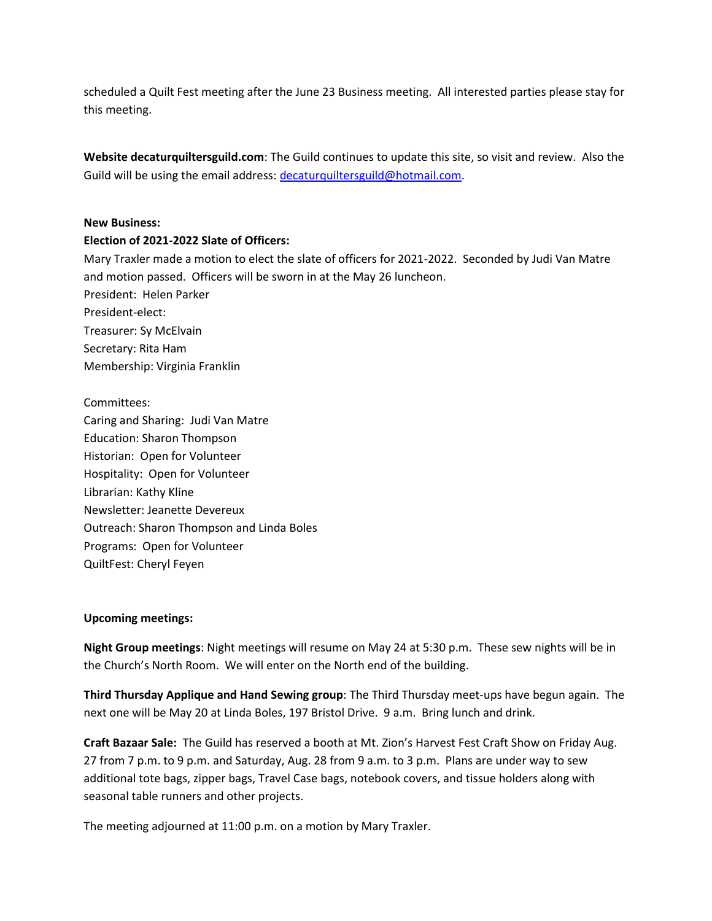scheduled a Quilt Fest meeting after the June 23 Business meeting. All interested parties please stay for this meeting.

**Website decaturquiltersguild.com**: The Guild continues to update this site, so visit and review. Also the Guild will be using the email address: decaturquiltersguild@hotmail.com.

**New Business:**

**Election of 2021-2022 Slate of Officers:**

Mary Traxler made a motion to elect the slate of officers for 2021-2022. Seconded by Judi Van Matre and motion passed. Officers will be sworn in at the May 26 luncheon.

President: Helen Parker
President-elect:
Treasurer: Sy McElvain
Secretary: Rita Ham
Membership: Virginia Franklin

Committees:
Caring and Sharing: Judi Van Matre
Education: Sharon Thompson
Historian: Open for Volunteer
Hospitality: Open for Volunteer
Librarian: Kathy Kline
Newsletter: Jeanette Devereux
Outreach: Sharon Thompson and Linda Boles
Programs: Open for Volunteer
QuiltFest: Cheryl Feyen

**Upcoming meetings:**

**Night Group meetings**: Night meetings will resume on May 24 at 5:30 p.m. These sew nights will be in the Church's North Room. We will enter on the North end of the building.

**Third Thursday Applique and Hand Sewing group**: The Third Thursday meet-ups have begun again. The next one will be May 20 at Linda Boles, 197 Bristol Drive. 9 a.m. Bring lunch and drink.

**Craft Bazaar Sale:** The Guild has reserved a booth at Mt. Zion's Harvest Fest Craft Show on Friday Aug. 27 from 7 p.m. to 9 p.m. and Saturday, Aug. 28 from 9 a.m. to 3 p.m. Plans are under way to sew additional tote bags, zipper bags, Travel Case bags, notebook covers, and tissue holders along with seasonal table runners and other projects.

The meeting adjourned at 11:00 p.m. on a motion by Mary Traxler.